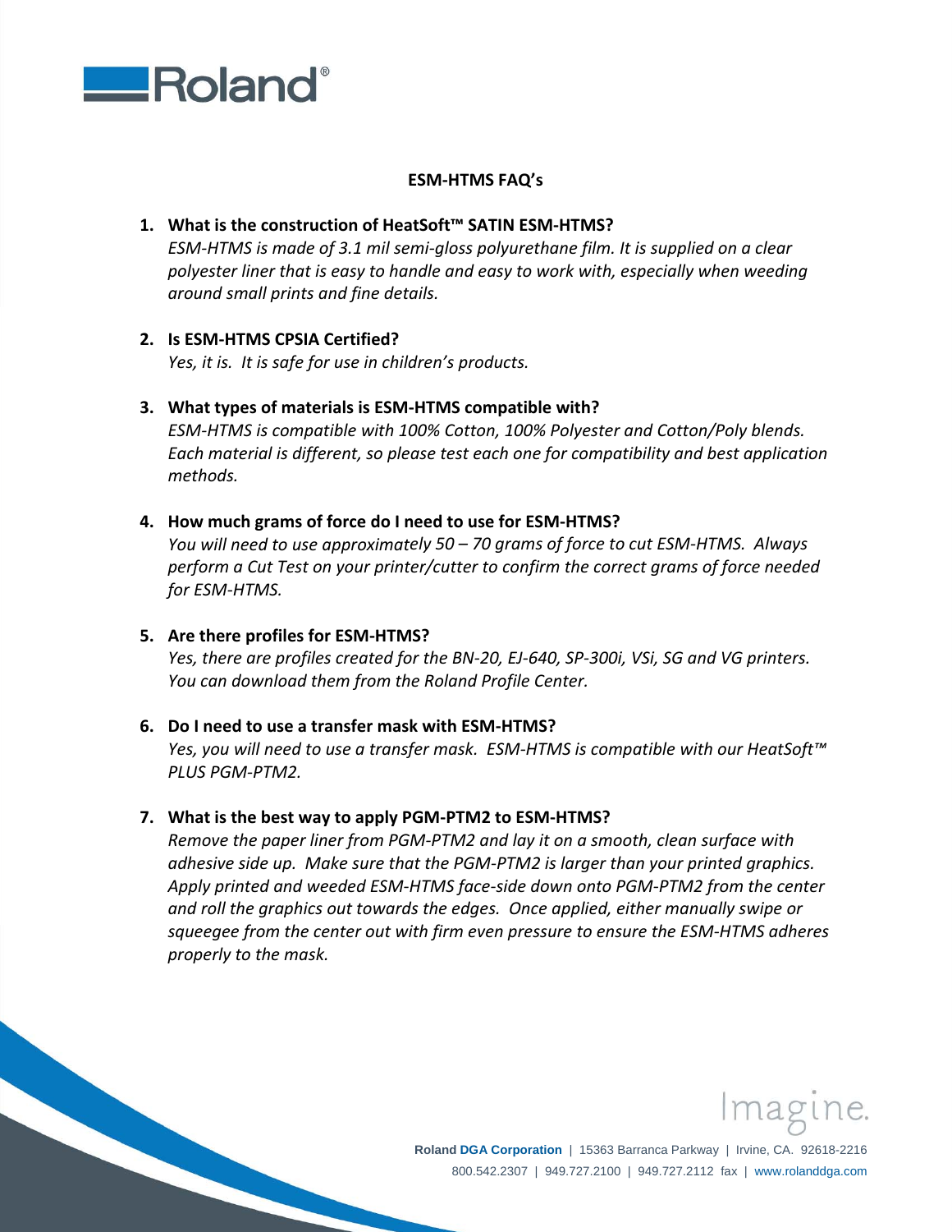Roland®

## ESM-HTMS FAQ's

1. **What is the construction of HeatSoft™ SATIN ESM-HTMS?**
   *ESM-HTMS is made of 3.1 mil semi-gloss polyurethane film. It is supplied on a clear polyester liner that is easy to handle and easy to work with, especially when weeding around small prints and fine details.*

2. **Is ESM-HTMS CPSIA Certified?**
   *Yes, it is. It is safe for use in children's products.*

3. **What types of materials is ESM-HTMS compatible with?**
   *ESM-HTMS is compatible with 100% Cotton, 100% Polyester and Cotton/Poly blends. Each material is different, so please test each one for compatibility and best application methods.*

4. **How much grams of force do I need to use for ESM-HTMS?**
   *You will need to use approximately 50 – 70 grams of force to cut ESM-HTMS. Always perform a Cut Test on your printer/cutter to confirm the correct grams of force needed for ESM-HTMS.*

5. **Are there profiles for ESM-HTMS?**
   *Yes, there are profiles created for the BN-20, EJ-640, SP-300i, VSi, SG and VG printers. You can download them from the Roland Profile Center.*

6. **Do I need to use a transfer mask with ESM-HTMS?**
   *Yes, you will need to use a transfer mask. ESM-HTMS is compatible with our HeatSoft™ PLUS PGM-PTM2.*

7. **What is the best way to apply PGM-PTM2 to ESM-HTMS?**
   *Remove the paper liner from PGM-PTM2 and lay it on a smooth, clean surface with adhesive side up. Make sure that the PGM-PTM2 is larger than your printed graphics. Apply printed and weeded ESM-HTMS face-side down onto PGM-PTM2 from the center and roll the graphics out towards the edges. Once applied, either manually swipe or squeegee from the center out with firm even pressure to ensure the ESM-HTMS adheres properly to the mask.*

Imagine.

**Roland DGA Corporation** | 15363 Barranca Parkway | Irvine, CA. 92618-2216
800.542.2307 | 949.727.2100 | 949.727.2112 fax | www.rolanddga.com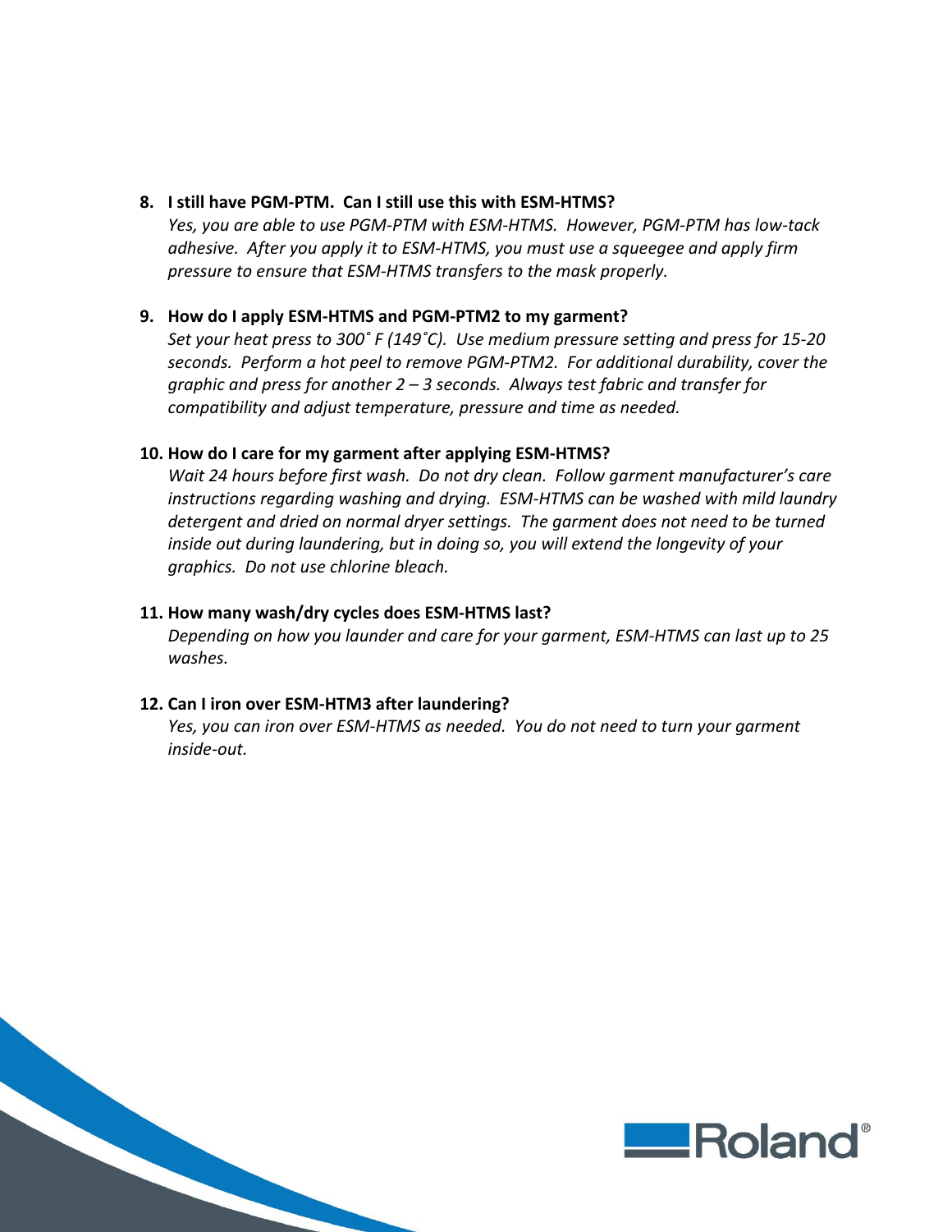8. **I still have PGM-PTM. Can I still use this with ESM-HTMS?**
   *Yes, you are able to use PGM-PTM with ESM-HTMS. However, PGM-PTM has low-tack adhesive. After you apply it to ESM-HTMS, you must use a squeegee and apply firm pressure to ensure that ESM-HTMS transfers to the mask properly.*

9. **How do I apply ESM-HTMS and PGM-PTM2 to my garment?**
   *Set your heat press to 300˚ F (149˚C). Use medium pressure setting and press for 15-20 seconds. Perform a hot peel to remove PGM-PTM2. For additional durability, cover the graphic and press for another 2 – 3 seconds. Always test fabric and transfer for compatibility and adjust temperature, pressure and time as needed.*

10. **How do I care for my garment after applying ESM-HTMS?**
    *Wait 24 hours before first wash. Do not dry clean. Follow garment manufacturer's care instructions regarding washing and drying. ESM-HTMS can be washed with mild laundry detergent and dried on normal dryer settings. The garment does not need to be turned inside out during laundering, but in doing so, you will extend the longevity of your graphics. Do not use chlorine bleach.*

11. **How many wash/dry cycles does ESM-HTMS last?**
    *Depending on how you launder and care for your garment, ESM-HTMS can last up to 25 washes.*

12. **Can I iron over ESM-HTM3 after laundering?**
    *Yes, you can iron over ESM-HTMS as needed. You do not need to turn your garment inside-out.*

Roland®